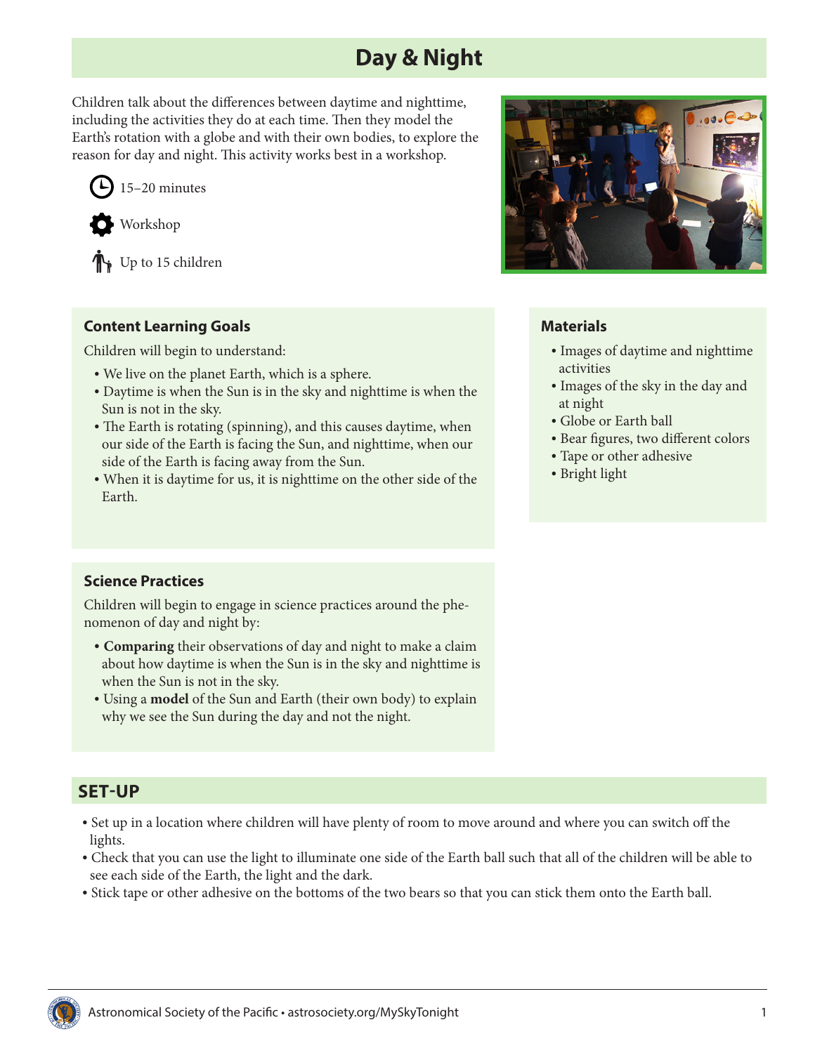# Day & Night

Children talk about the differences between daytime and nighttime, including the activities they do at each time. Then they model the Earth's rotation with a globe and with their own bodies, to explore the reason for day and night. This activity works best in a workshop.

15–20 minutes

Workshop

Up to 15 children

### Content Learning Goals

Children will begin to understand:

- We live on the planet Earth, which is a sphere.
- Daytime is when the Sun is in the sky and nighttime is when the Sun is not in the sky.
- The Earth is rotating (spinning), and this causes daytime, when our side of the Earth is facing the Sun, and nighttime, when our side of the Earth is facing away from the Sun.
- When it is daytime for us, it is nighttime on the other side of the Earth.

### Materials

- Images of daytime and nighttime activities
- Images of the sky in the day and at night
- Globe or Earth ball
- Bear figures, two different colors
- Tape or other adhesive
- Bright light

### Science Practices

Children will begin to engage in science practices around the phenomenon of day and night by:

- **Comparing** their observations of day and night to make a claim about how daytime is when the Sun is in the sky and nighttime is when the Sun is not in the sky.
- Using a **model** of the Sun and Earth (their own body) to explain why we see the Sun during the day and not the night.

## SET-UP

- Set up in a location where children will have plenty of room to move around and where you can switch off the lights.
- Check that you can use the light to illuminate one side of the Earth ball such that all of the children will be able to see each side of the Earth, the light and the dark.
- Stick tape or other adhesive on the bottoms of the two bears so that you can stick them onto the Earth ball.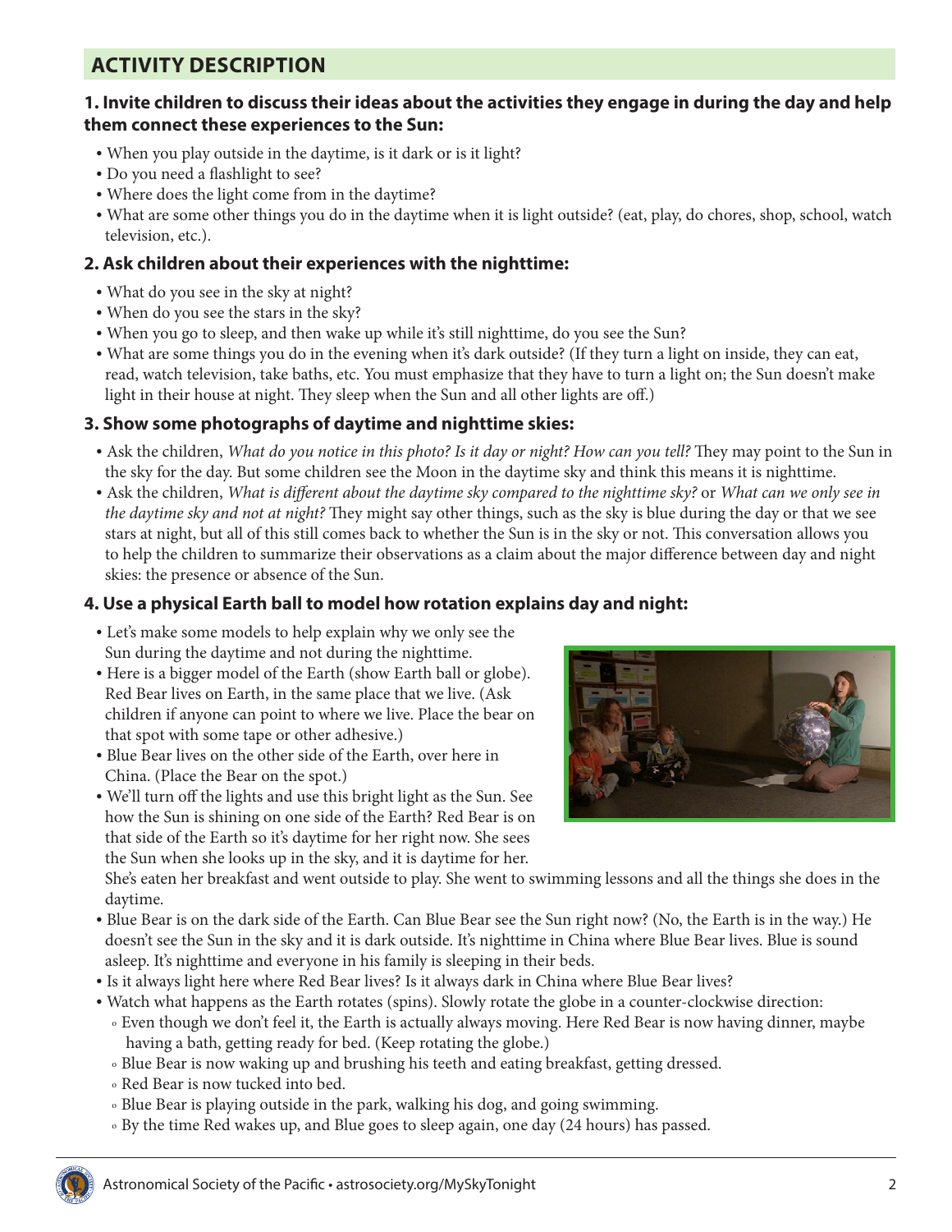## ACTIVITY DESCRIPTION

### 1. Invite children to discuss their ideas about the activities they engage in during the day and help them connect these experiences to the Sun:

- When you play outside in the daytime, is it dark or is it light?
- Do you need a flashlight to see?
- Where does the light come from in the daytime?
- What are some other things you do in the daytime when it is light outside? (eat, play, do chores, shop, school, watch television, etc.).

### 2. Ask children about their experiences with the nighttime:

- What do you see in the sky at night?
- When do you see the stars in the sky?
- When you go to sleep, and then wake up while it's still nighttime, do you see the Sun?
- What are some things you do in the evening when it's dark outside? (If they turn a light on inside, they can eat, read, watch television, take baths, etc. You must emphasize that they have to turn a light on; the Sun doesn't make light in their house at night. They sleep when the Sun and all other lights are off.)

### 3. Show some photographs of daytime and nighttime skies:

- Ask the children, *What do you notice in this photo? Is it day or night? How can you tell?* They may point to the Sun in the sky for the day. But some children see the Moon in the daytime sky and think this means it is nighttime.
- Ask the children, *What is different about the daytime sky compared to the nighttime sky?* or *What can we only see in the daytime sky and not at night?* They might say other things, such as the sky is blue during the day or that we see stars at night, but all of this still comes back to whether the Sun is in the sky or not. This conversation allows you to help the children to summarize their observations as a claim about the major difference between day and night skies: the presence or absence of the Sun.

### 4. Use a physical Earth ball to model how rotation explains day and night:

- Let's make some models to help explain why we only see the Sun during the daytime and not during the nighttime.
- Here is a bigger model of the Earth (show Earth ball or globe). Red Bear lives on Earth, in the same place that we live. (Ask children if anyone can point to where we live. Place the bear on that spot with some tape or other adhesive.)
- Blue Bear lives on the other side of the Earth, over here in China. (Place the Bear on the spot.)
- We'll turn off the lights and use this bright light as the Sun. See how the Sun is shining on one side of the Earth? Red Bear is on that side of the Earth so it's daytime for her right now. She sees the Sun when she looks up in the sky, and it is daytime for her. She's eaten her breakfast and went outside to play. She went to swimming lessons and all the things she does in the daytime.
- Blue Bear is on the dark side of the Earth. Can Blue Bear see the Sun right now? (No, the Earth is in the way.) He doesn't see the Sun in the sky and it is dark outside. It's nighttime in China where Blue Bear lives. Blue is sound asleep. It's nighttime and everyone in his family is sleeping in their beds.
- Is it always light here where Red Bear lives? Is it always dark in China where Blue Bear lives?
- Watch what happens as the Earth rotates (spins). Slowly rotate the globe in a counter-clockwise direction:
  - Even though we don't feel it, the Earth is actually always moving. Here Red Bear is now having dinner, maybe having a bath, getting ready for bed. (Keep rotating the globe.)
  - Blue Bear is now waking up and brushing his teeth and eating breakfast, getting dressed.
  - Red Bear is now tucked into bed.
  - Blue Bear is playing outside in the park, walking his dog, and going swimming.
  - By the time Red wakes up, and Blue goes to sleep again, one day (24 hours) has passed.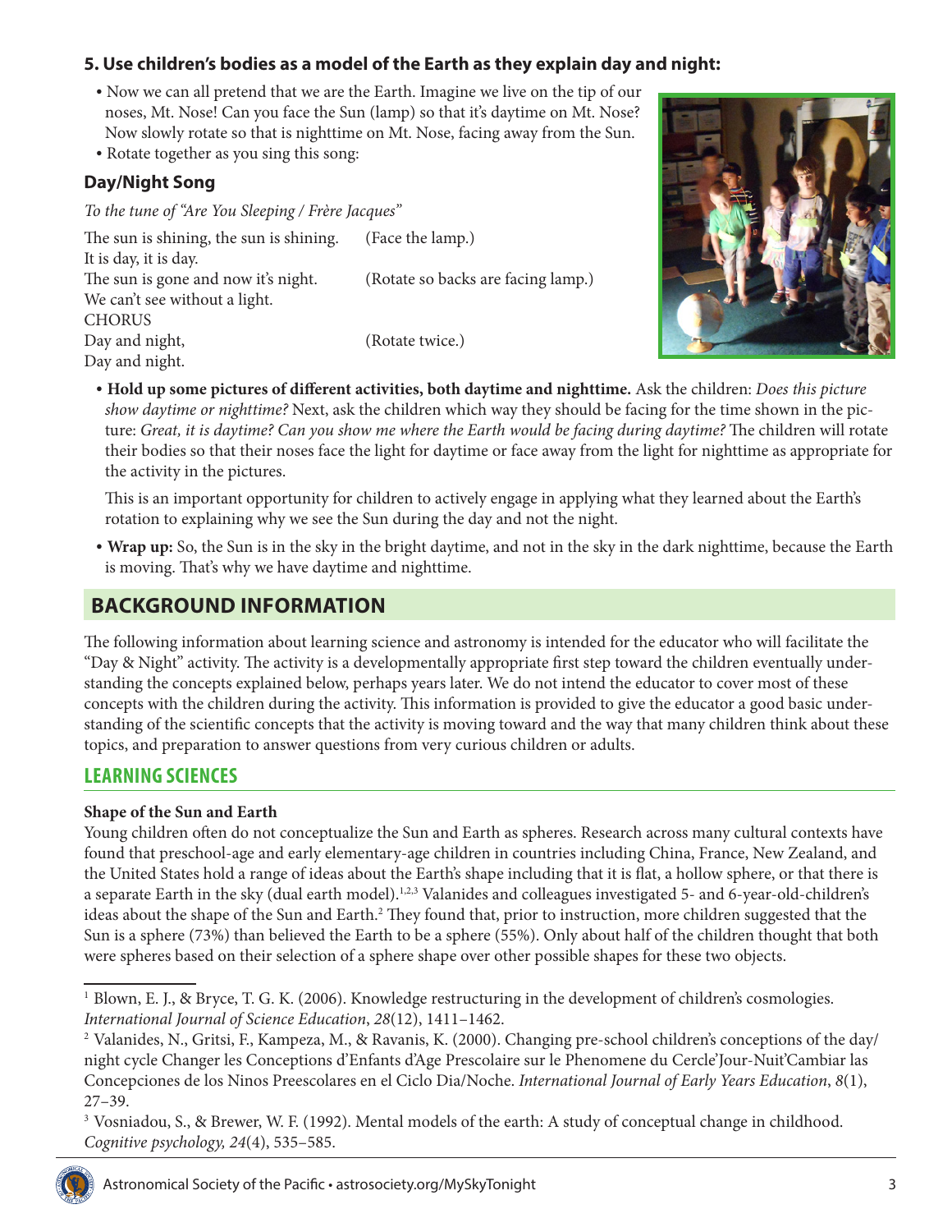### 5. Use children's bodies as a model of the Earth as they explain day and night:

- Now we can all pretend that we are the Earth. Imagine we live on the tip of our noses, Mt. Nose! Can you face the Sun (lamp) so that it's daytime on Mt. Nose? Now slowly rotate so that is nighttime on Mt. Nose, facing away from the Sun.
- Rotate together as you sing this song:

### Day/Night Song

*To the tune of "Are You Sleeping / Frère Jacques"*

| | |
|---|---|
| The sun is shining, the sun is shining. | (Face the lamp.) |
| It is day, it is day. | |
| The sun is gone and now it's night. | (Rotate so backs are facing lamp.) |
| We can't see without a light. | |
| CHORUS | |
| Day and night, | (Rotate twice.) |
| Day and night. | |

- **Hold up some pictures of different activities, both daytime and nighttime.** Ask the children: *Does this picture show daytime or nighttime?* Next, ask the children which way they should be facing for the time shown in the picture: *Great, it is daytime? Can you show me where the Earth would be facing during daytime?* The children will rotate their bodies so that their noses face the light for daytime or face away from the light for nighttime as appropriate for the activity in the pictures.

  This is an important opportunity for children to actively engage in applying what they learned about the Earth's rotation to explaining why we see the Sun during the day and not the night.

- **Wrap up:** So, the Sun is in the sky in the bright daytime, and not in the sky in the dark nighttime, because the Earth is moving. That's why we have daytime and nighttime.

## BACKGROUND INFORMATION

The following information about learning science and astronomy is intended for the educator who will facilitate the "Day & Night" activity. The activity is a developmentally appropriate first step toward the children eventually understanding the concepts explained below, perhaps years later. We do not intend the educator to cover most of these concepts with the children during the activity. This information is provided to give the educator a good basic understanding of the scientific concepts that the activity is moving toward and the way that many children think about these topics, and preparation to answer questions from very curious children or adults.

## LEARNING SCIENCES

**Shape of the Sun and Earth**

Young children often do not conceptualize the Sun and Earth as spheres. Research across many cultural contexts have found that preschool-age and early elementary-age children in countries including China, France, New Zealand, and the United States hold a range of ideas about the Earth's shape including that it is flat, a hollow sphere, or that there is a separate Earth in the sky (dual earth model).[1,2,3] Valanides and colleagues investigated 5- and 6-year-old-children's ideas about the shape of the Sun and Earth.[2] They found that, prior to instruction, more children suggested that the Sun is a sphere (73%) than believed the Earth to be a sphere (55%). Only about half of the children thought that both were spheres based on their selection of a sphere shape over other possible shapes for these two objects.

---

[1] Blown, E. J., & Bryce, T. G. K. (2006). Knowledge restructuring in the development of children's cosmologies. *International Journal of Science Education*, *28*(12), 1411–1462.

[2] Valanides, N., Gritsi, F., Kampeza, M., & Ravanis, K. (2000). Changing pre-school children's conceptions of the day/night cycle Changer les Conceptions d'Enfants d'Age Prescolaire sur le Phenomene du Cercle'Jour-Nuit'Cambiar las Concepciones de los Ninos Preescolares en el Ciclo Dia/Noche. *International Journal of Early Years Education*, *8*(1), 27–39.

[3] Vosniadou, S., & Brewer, W. F. (1992). Mental models of the earth: A study of conceptual change in childhood. *Cognitive psychology, 24*(4), 535–585.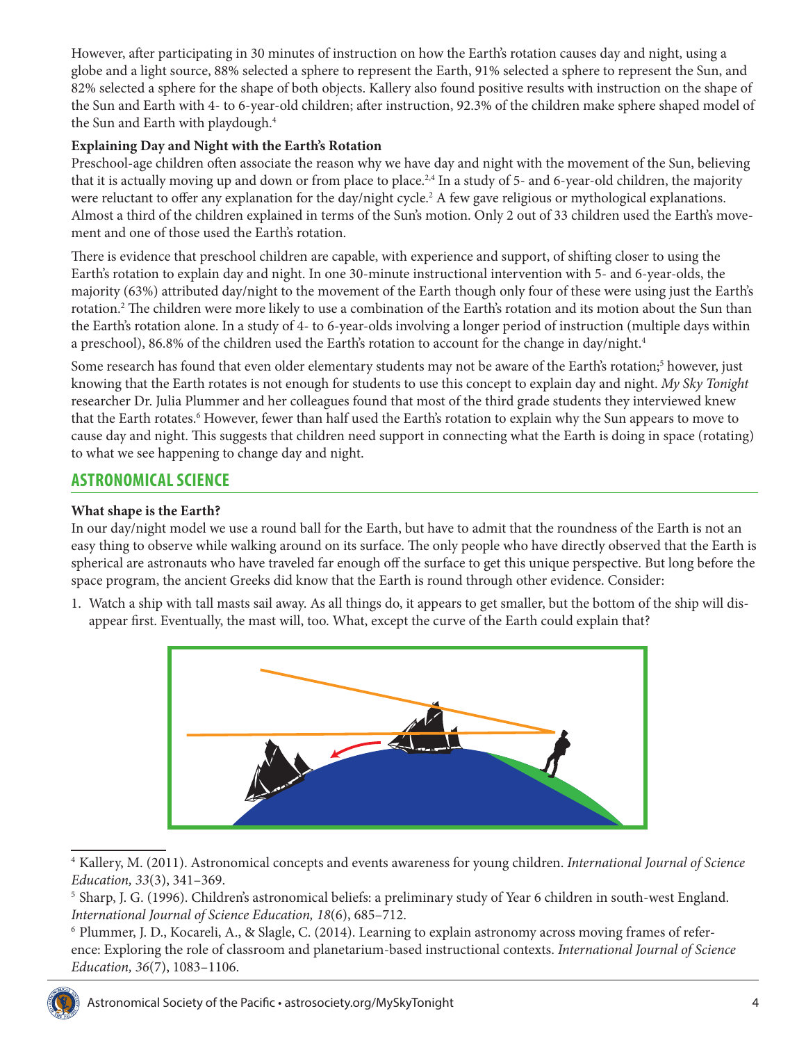However, after participating in 30 minutes of instruction on how the Earth's rotation causes day and night, using a globe and a light source, 88% selected a sphere to represent the Earth, 91% selected a sphere to represent the Sun, and 82% selected a sphere for the shape of both objects. Kallery also found positive results with instruction on the shape of the Sun and Earth with 4- to 6-year-old children; after instruction, 92.3% of the children make sphere shaped model of the Sun and Earth with playdough.[4]

**Explaining Day and Night with the Earth's Rotation**

Preschool-age children often associate the reason why we have day and night with the movement of the Sun, believing that it is actually moving up and down or from place to place.[2,4] In a study of 5- and 6-year-old children, the majority were reluctant to offer any explanation for the day/night cycle.[2] A few gave religious or mythological explanations. Almost a third of the children explained in terms of the Sun's motion. Only 2 out of 33 children used the Earth's movement and one of those used the Earth's rotation.

There is evidence that preschool children are capable, with experience and support, of shifting closer to using the Earth's rotation to explain day and night. In one 30-minute instructional intervention with 5- and 6-year-olds, the majority (63%) attributed day/night to the movement of the Earth though only four of these were using just the Earth's rotation.[2] The children were more likely to use a combination of the Earth's rotation and its motion about the Sun than the Earth's rotation alone. In a study of 4- to 6-year-olds involving a longer period of instruction (multiple days within a preschool), 86.8% of the children used the Earth's rotation to account for the change in day/night.[4]

Some research has found that even older elementary students may not be aware of the Earth's rotation;[5] however, just knowing that the Earth rotates is not enough for students to use this concept to explain day and night. *My Sky Tonight* researcher Dr. Julia Plummer and her colleagues found that most of the third grade students they interviewed knew that the Earth rotates.[6] However, fewer than half used the Earth's rotation to explain why the Sun appears to move to cause day and night. This suggests that children need support in connecting what the Earth is doing in space (rotating) to what we see happening to change day and night.

## ASTRONOMICAL SCIENCE

**What shape is the Earth?**

In our day/night model we use a round ball for the Earth, but have to admit that the roundness of the Earth is not an easy thing to observe while walking around on its surface. The only people who have directly observed that the Earth is spherical are astronauts who have traveled far enough off the surface to get this unique perspective. But long before the space program, the ancient Greeks did know that the Earth is round through other evidence. Consider:

1. Watch a ship with tall masts sail away. As all things do, it appears to get smaller, but the bottom of the ship will disappear first. Eventually, the mast will, too. What, except the curve of the Earth could explain that?

---

[4] Kallery, M. (2011). Astronomical concepts and events awareness for young children. *International Journal of Science Education, 33*(3), 341–369.

[5] Sharp, J. G. (1996). Children's astronomical beliefs: a preliminary study of Year 6 children in south-west England. *International Journal of Science Education, 18*(6), 685–712.

[6] Plummer, J. D., Kocareli, A., & Slagle, C. (2014). Learning to explain astronomy across moving frames of reference: Exploring the role of classroom and planetarium-based instructional contexts. *International Journal of Science Education, 36*(7), 1083–1106.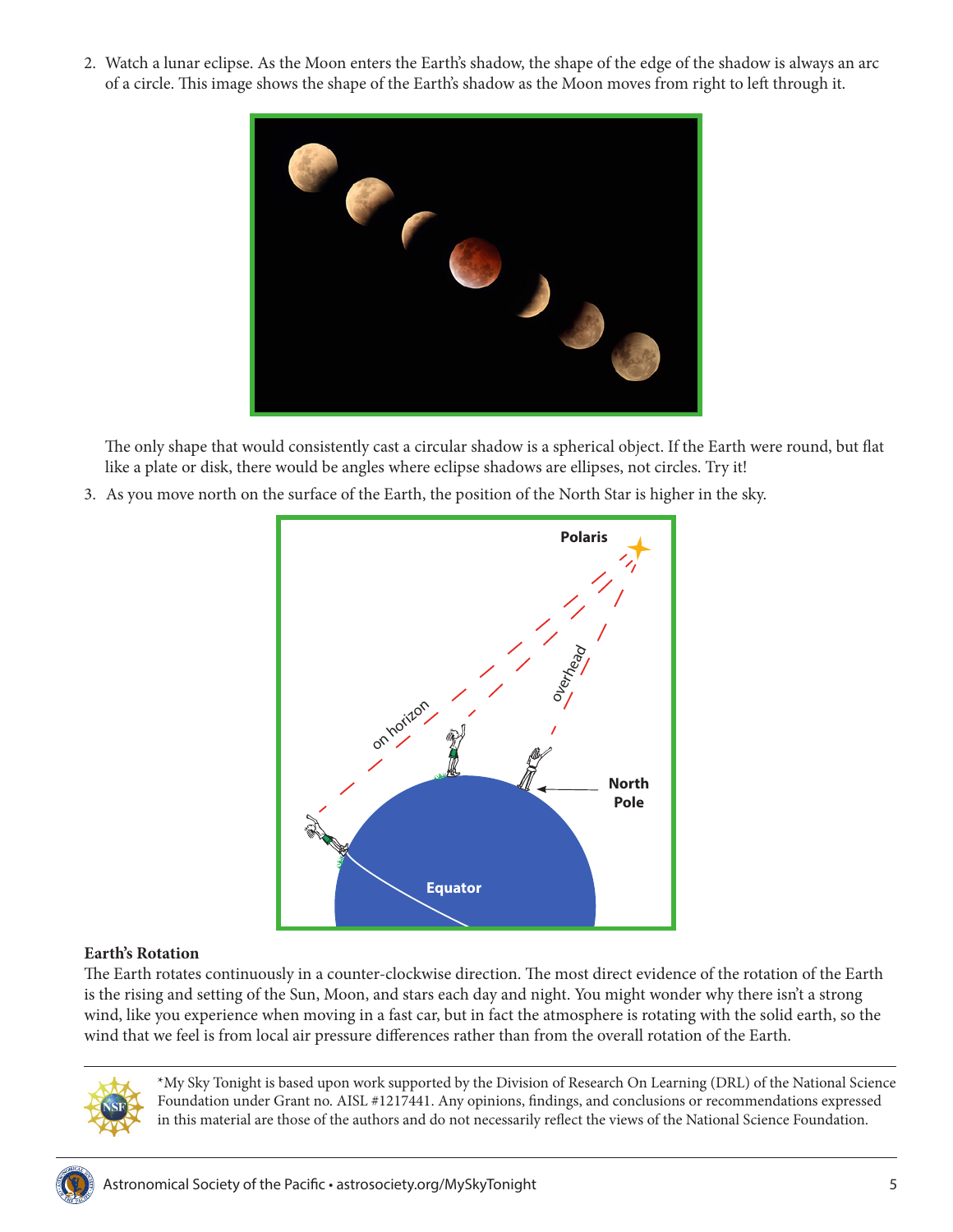2. Watch a lunar eclipse. As the Moon enters the Earth's shadow, the shape of the edge of the shadow is always an arc of a circle. This image shows the shape of the Earth's shadow as the Moon moves from right to left through it.

   The only shape that would consistently cast a circular shadow is a spherical object. If the Earth were round, but flat like a plate or disk, there would be angles where eclipse shadows are ellipses, not circles. Try it!

3. As you move north on the surface of the Earth, the position of the North Star is higher in the sky.

Polaris

on horizon

overhead

North Pole

Equator

### Earth's Rotation

The Earth rotates continuously in a counter-clockwise direction. The most direct evidence of the rotation of the Earth is the rising and setting of the Sun, Moon, and stars each day and night. You might wonder why there isn't a strong wind, like you experience when moving in a fast car, but in fact the atmosphere is rotating with the solid earth, so the wind that we feel is from local air pressure differences rather than from the overall rotation of the Earth.

*My Sky Tonight is based upon work supported by the Division of Research On Learning (DRL) of the National Science Foundation under Grant no. AISL #1217441. Any opinions, findings, and conclusions or recommendations expressed in this material are those of the authors and do not necessarily reflect the views of the National Science Foundation.

Astronomical Society of the Pacific • astrosociety.org/MySkyTonight